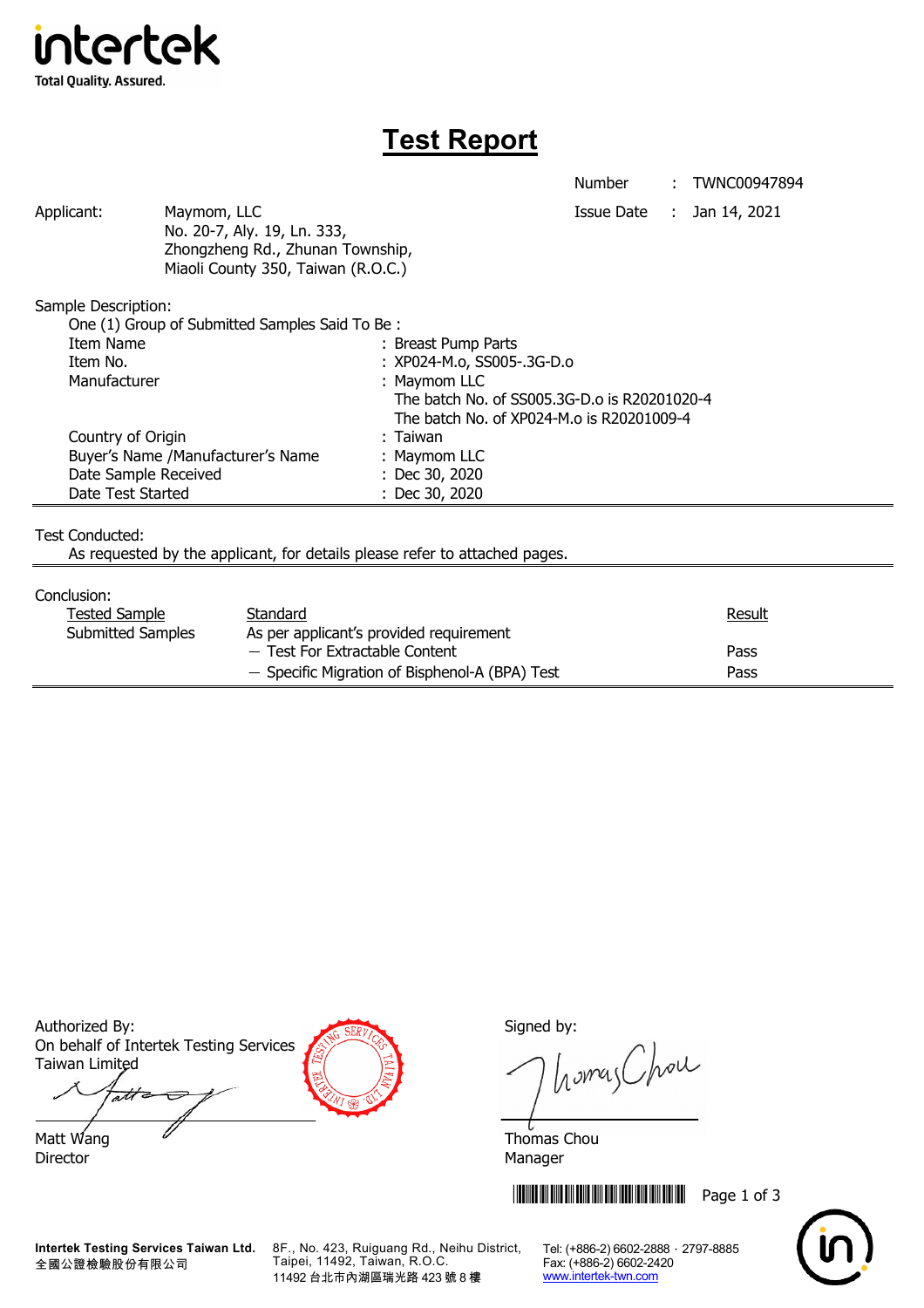intertek

Total Quality. Assured.

# Test Report

Number : TWNC00947894

Issue Date : Jan 14, 2021

Applicant: Maymom, LLC
No. 20-7, Aly. 19, Ln. 333,
Zhongzheng Rd., Zhunan Township,
Miaoli County 350, Taiwan (R.O.C.)

Sample Description:

One (1) Group of Submitted Samples Said To Be :

| | |
|---|---|
| Item Name | : Breast Pump Parts |
| Item No. | : XP024-M.o, SS005-.3G-D.o |
| Manufacturer | : Maymom LLC<br>The batch No. of SS005.3G-D.o is R20201020-4<br>The batch No. of XP024-M.o is R20201009-4 |
| Country of Origin | : Taiwan |
| Buyer's Name /Manufacturer's Name | : Maymom LLC |
| Date Sample Received | : Dec 30, 2020 |
| Date Test Started | : Dec 30, 2020 |

Test Conducted:

As requested by the applicant, for details please refer to attached pages.

Conclusion:

| Tested Sample | Standard | Result |
|---|---|---|
| Submitted Samples | As per applicant's provided requirement | |
| | — Test For Extractable Content | Pass |
| | — Specific Migration of Bisphenol-A (BPA) Test | Pass |

Authorized By:
On behalf of Intertek Testing Services Taiwan Limited

Matt Wang
Director

Signed by:

Thomas Chou
Manager

Intertek Testing Services Taiwan Ltd.
全國公證檢驗股份有限公司
8F., No. 423, Ruiguang Rd., Neihu District, Taipei, 11492, Taiwan, R.O.C.
11492 台北市內湖區瑞光路 423 號 8 樓
Tel: (+886-2) 6602-2888 · 2797-8885
Fax: (+886-2) 6602-2420
www.intertek-twn.com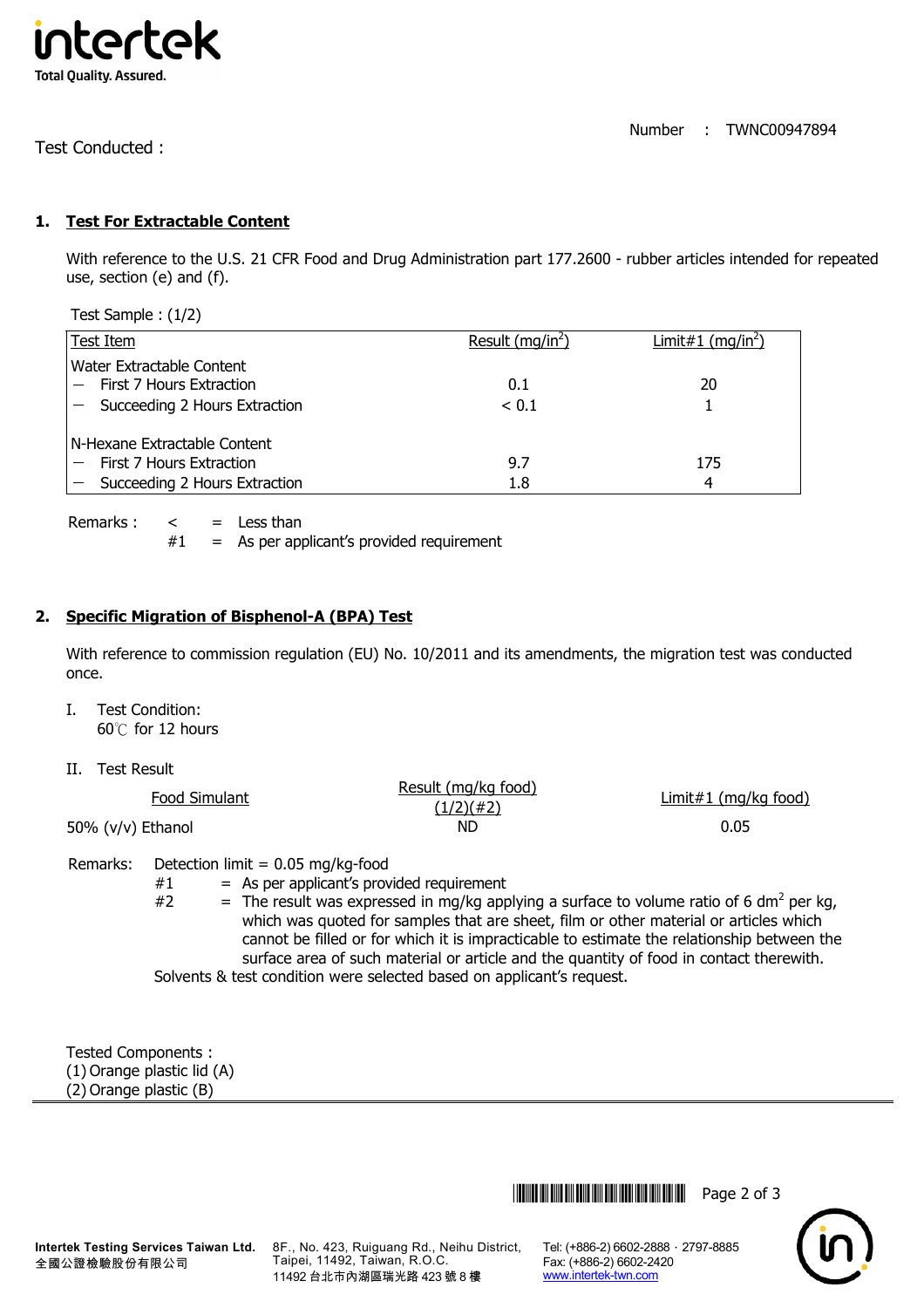Number : TWNC00947894

Test Conducted :

## 1. Test For Extractable Content

With reference to the U.S. 21 CFR Food and Drug Administration part 177.2600 - rubber articles intended for repeated use, section (e) and (f).

Test Sample : (1/2)

| Test Item | Result (mg/in$^2$) | Limit#1 (mg/in$^2$) |
|---|---|---|
| Water Extractable Content | | |
| － First 7 Hours Extraction | 0.1 | 20 |
| － Succeeding 2 Hours Extraction | < 0.1 | 1 |
| N-Hexane Extractable Content | | |
| － First 7 Hours Extraction | 9.7 | 175 |
| － Succeeding 2 Hours Extraction | 1.8 | 4 |

Remarks :
< = Less than
#1 = As per applicant's provided requirement

## 2. Specific Migration of Bisphenol-A (BPA) Test

With reference to commission regulation (EU) No. 10/2011 and its amendments, the migration test was conducted once.

I. Test Condition:
60℃ for 12 hours

II. Test Result

| Food Simulant | Result (mg/kg food) (1/2)(#2) | Limit#1 (mg/kg food) |
|---|---|---|
| 50% (v/v) Ethanol | ND | 0.05 |

Remarks: Detection limit = 0.05 mg/kg-food
#1 = As per applicant's provided requirement
#2 = The result was expressed in mg/kg applying a surface to volume ratio of 6 dm$^2$ per kg, which was quoted for samples that are sheet, film or other material or articles which cannot be filled or for which it is impracticable to estimate the relationship between the surface area of such material or article and the quantity of food in contact therewith.
Solvents & test condition were selected based on applicant's request.

Tested Components :
(1) Orange plastic lid (A)
(2) Orange plastic (B)

**Intertek Testing Services Taiwan Ltd.**
全國公證檢驗股份有限公司
8F., No. 423, Ruiguang Rd., Neihu District, Taipei, 11492, Taiwan, R.O.C.
11492 台北市內湖區瑞光路 423 號 8 樓
Tel: (+886-2) 6602-2888．2797-8885
Fax: (+886-2) 6602-2420
www.intertek-twn.com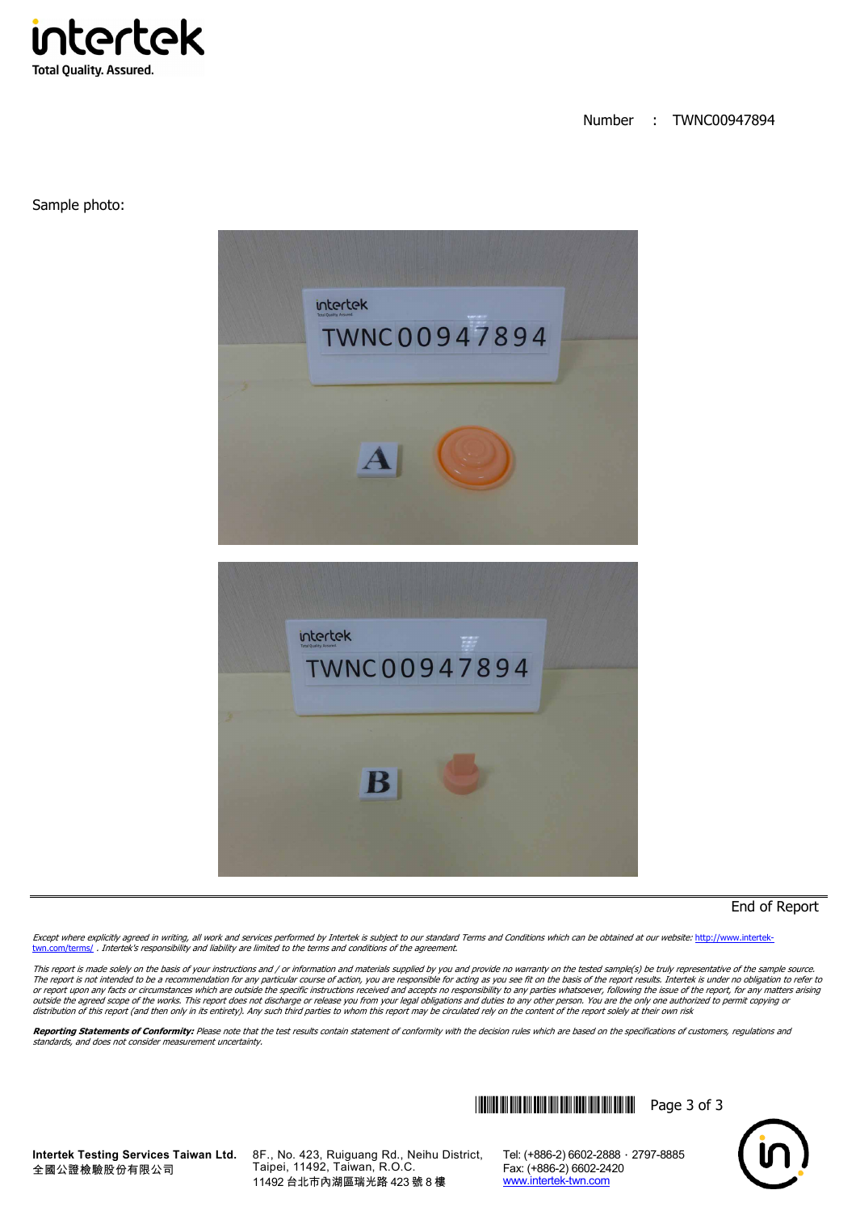Number : TWNC00947894

Sample photo:

End of Report

*Except where explicitly agreed in writing, all work and services performed by Intertek is subject to our standard Terms and Conditions which can be obtained at our website: http://www.intertek-twn.com/terms/ . Intertek's responsibility and liability are limited to the terms and conditions of the agreement.*

*This report is made solely on the basis of your instructions and / or information and materials supplied by you and provide no warranty on the tested sample(s) be truly representative of the sample source. The report is not intended to be a recommendation for any particular course of action, you are responsible for acting as you see fit on the basis of the report results. Intertek is under no obligation to refer to or report upon any facts or circumstances which are outside the specific instructions received and accepts no responsibility to any parties whatsoever, following the issue of the report, for any matters arising outside the agreed scope of the works. This report does not discharge or release you from your legal obligations and duties to any other person. You are the only one authorized to permit copying or distribution of this report (and then only in its entirety). Any such third parties to whom this report may be circulated rely on the content of the report solely at their own risk*

***Reporting Statements of Conformity:*** *Please note that the test results contain statement of conformity with the decision rules which are based on the specifications of customers, regulations and standards, and does not consider measurement uncertainty.*

**Intertek Testing Services Taiwan Ltd.**
全國公證檢驗股份有限公司

8F., No. 423, Ruiguang Rd., Neihu District, Taipei, 11492, Taiwan, R.O.C.
11492 台北市內湖區瑞光路 423 號 8 樓

Tel: (+886-2) 6602-2888 · 2797-8885
Fax: (+886-2) 6602-2420
www.intertek-twn.com